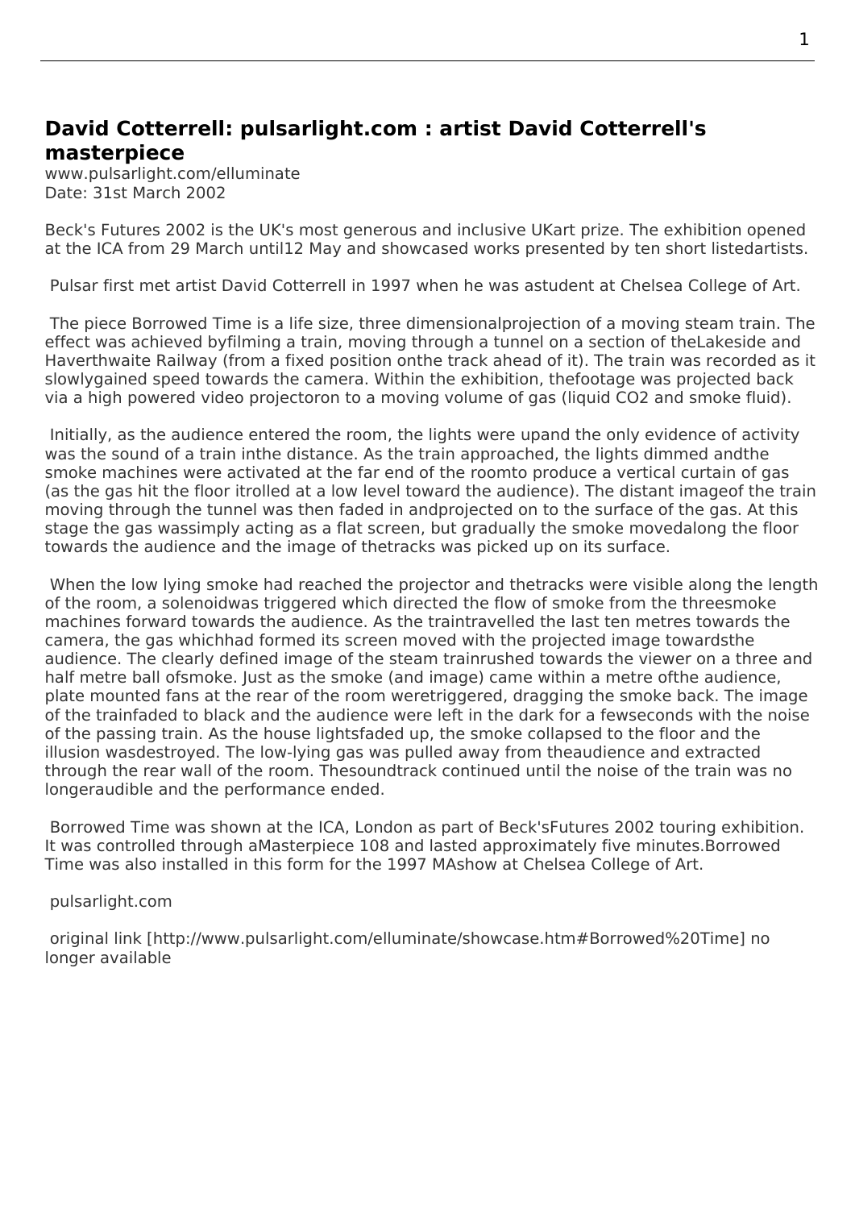## David Cotterrell: pulsarlight.com : artist David Cotterrell's masterpiece

www.pulsarlight.com/elluminate
Date: 31st March 2002

Beck's Futures 2002 is the UK's most generous and inclusive UKart prize. The exhibition opened at the ICA from 29 March until12 May and showcased works presented by ten short listedartists.

Pulsar first met artist David Cotterrell in 1997 when he was astudent at Chelsea College of Art.

The piece Borrowed Time is a life size, three dimensionalprojection of a moving steam train. The effect was achieved byfilming a train, moving through a tunnel on a section of theLakeside and Haverthwaite Railway (from a fixed position onthe track ahead of it). The train was recorded as it slowlygained speed towards the camera. Within the exhibition, thefootage was projected back via a high powered video projectoron to a moving volume of gas (liquid $CO_2$ and smoke fluid).

Initially, as the audience entered the room, the lights were upand the only evidence of activity was the sound of a train inthe distance. As the train approached, the lights dimmed andthe smoke machines were activated at the far end of the roomto produce a vertical curtain of gas (as the gas hit the floor itrolled at a low level toward the audience). The distant imageof the train moving through the tunnel was then faded in andprojected on to the surface of the gas. At this stage the gas wassimply acting as a flat screen, but gradually the smoke movedalong the floor towards the audience and the image of thetracks was picked up on its surface.

When the low lying smoke had reached the projector and thetracks were visible along the length of the room, a solenoidwas triggered which directed the flow of smoke from the threesmoke machines forward towards the audience. As the traintravelled the last ten metres towards the camera, the gas whichhad formed its screen moved with the projected image towardsthe audience. The clearly defined image of the steam trainrushed towards the viewer on a three and half metre ball ofsmoke. Just as the smoke (and image) came within a metre ofthe audience, plate mounted fans at the rear of the room weretriggered, dragging the smoke back. The image of the trainfaded to black and the audience were left in the dark for a fewseconds with the noise of the passing train. As the house lightsfaded up, the smoke collapsed to the floor and the illusion wasdestroyed. The low-lying gas was pulled away from theaudience and extracted through the rear wall of the room. Thesoundtrack continued until the noise of the train was no longeraudible and the performance ended.

Borrowed Time was shown at the ICA, London as part of Beck'sFutures 2002 touring exhibition. It was controlled through aMasterpiece 108 and lasted approximately five minutes.Borrowed Time was also installed in this form for the 1997 MAshow at Chelsea College of Art.

pulsarlight.com

original link [http://www.pulsarlight.com/elluminate/showcase.htm#Borrowed%20Time] no longer available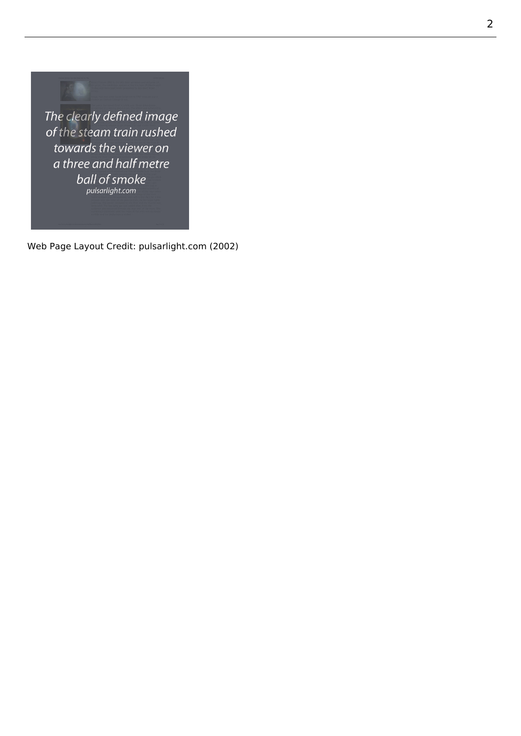The clearly defined image of the steam train rushed towards the viewer on a three and half metre ball of smoke
pulsarlight.com

Web Page Layout Credit: pulsarlight.com (2002)